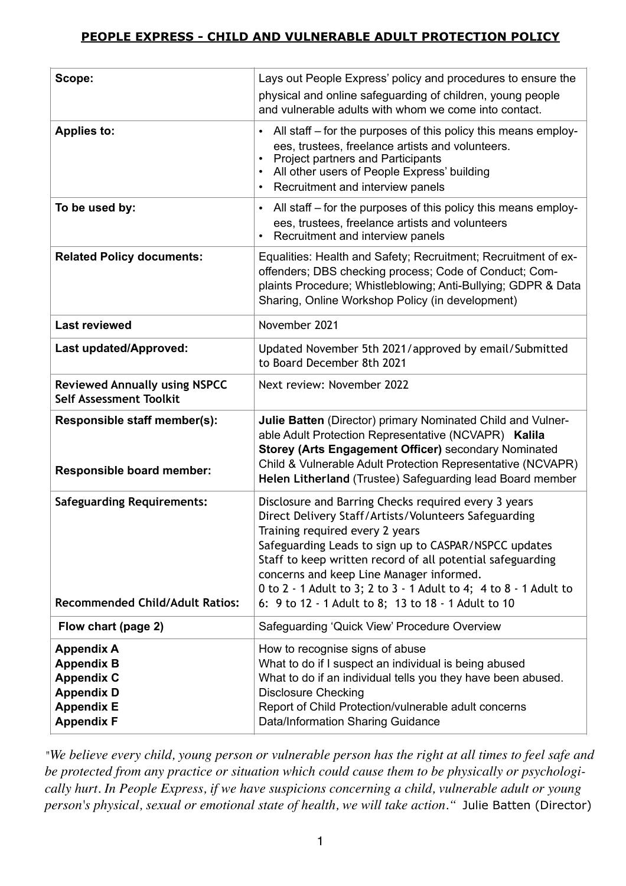## PEOPLE EXPRESS - CHILD AND VULNERABLE ADULT PROTECTION POLICY

| | |
|---|---|
| **Scope:** | Lays out People Express' policy and procedures to ensure the physical and online safeguarding of children, young people and vulnerable adults with whom we come into contact. |
| **Applies to:** | • All staff – for the purposes of this policy this means employees, trustees, freelance artists and volunteers.<br>• Project partners and Participants<br>• All other users of People Express' building<br>• Recruitment and interview panels |
| **To be used by:** | • All staff – for the purposes of this policy this means employees, trustees, freelance artists and volunteers<br>• Recruitment and interview panels |
| **Related Policy documents:** | Equalities: Health and Safety; Recruitment; Recruitment of ex-offenders; DBS checking process; Code of Conduct; Complaints Procedure; Whistleblowing; Anti-Bullying; GDPR & Data Sharing, Online Workshop Policy (in development) |
| **Last reviewed** | November 2021 |
| **Last updated/Approved:** | Updated November 5th 2021/approved by email/Submitted to Board December 8th 2021 |
| **Reviewed Annually using NSPCC Self Assessment Toolkit** | Next review: November 2022 |
| **Responsible staff member(s):**<br><br>**Responsible board member:** | **Julie Batten** (Director) primary Nominated Child and Vulnerable Adult Protection Representative (NCVAPR) **Kalila Storey (Arts Engagement Officer)** secondary Nominated Child & Vulnerable Adult Protection Representative (NCVAPR) **Helen Litherland** (Trustee) Safeguarding lead Board member |
| **Safeguarding Requirements:**<br><br>**Recommended Child/Adult Ratios:** | Disclosure and Barring Checks required every 3 years<br>Direct Delivery Staff/Artists/Volunteers Safeguarding Training required every 2 years<br>Safeguarding Leads to sign up to CASPAR/NSPCC updates<br>Staff to keep written record of all potential safeguarding concerns and keep Line Manager informed.<br>0 to 2 - 1 Adult to 3; 2 to 3 - 1 Adult to 4; 4 to 8 - 1 Adult to 6: 9 to 12 - 1 Adult to 8; 13 to 18 - 1 Adult to 10 |
| **Flow chart (page 2)** | Safeguarding 'Quick View' Procedure Overview |
| **Appendix A**<br>**Appendix B**<br>**Appendix C**<br>**Appendix D**<br>**Appendix E**<br>**Appendix F** | How to recognise signs of abuse<br>What to do if I suspect an individual is being abused<br>What to do if an individual tells you they have been abused.<br>Disclosure Checking<br>Report of Child Protection/vulnerable adult concerns<br>Data/Information Sharing Guidance |

*"We believe every child, young person or vulnerable person has the right at all times to feel safe and be protected from any practice or situation which could cause them to be physically or psychologically hurt. In People Express, if we have suspicions concerning a child, vulnerable adult or young person's physical, sexual or emotional state of health, we will take action."* Julie Batten (Director)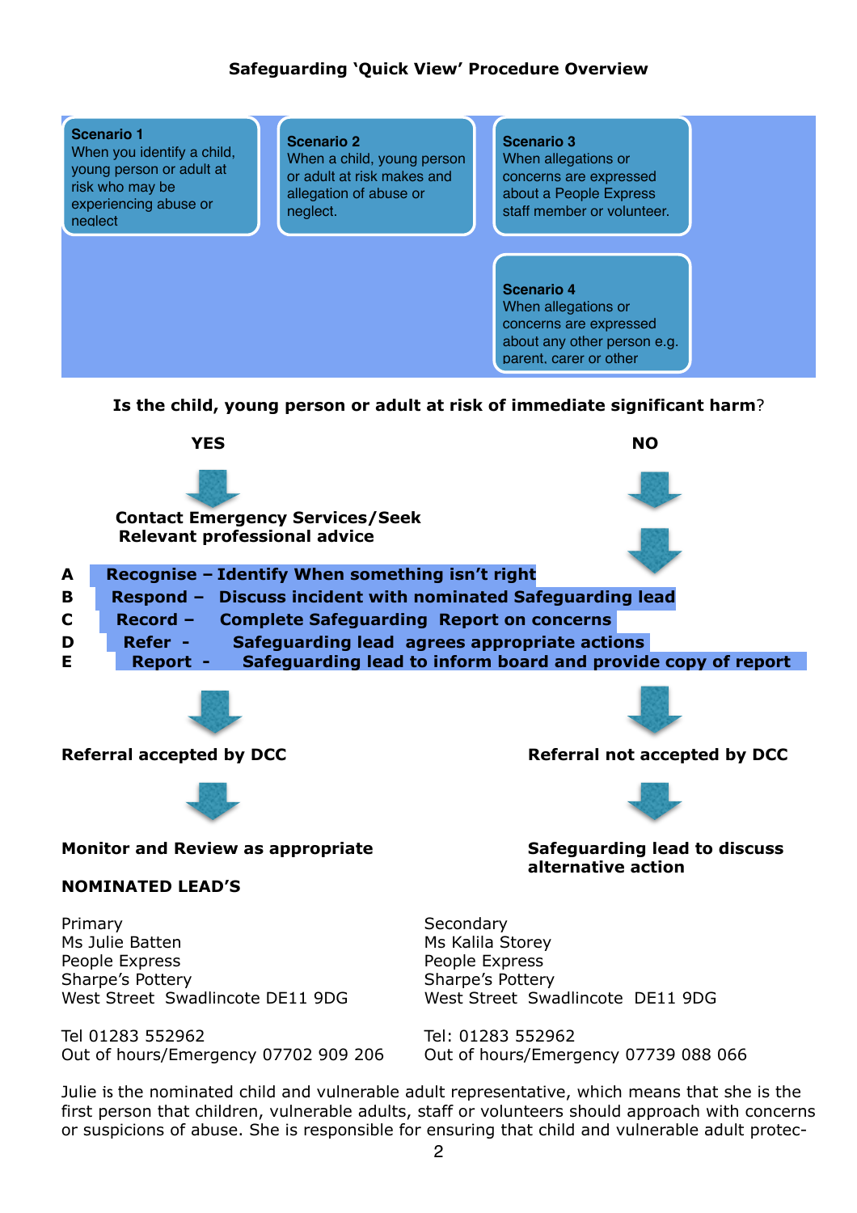## Safeguarding 'Quick View' Procedure Overview

**Scenario 1**
When you identify a child, young person or adult at risk who may be experiencing abuse or neglect

**Scenario 2**
When a child, young person or adult at risk makes and allegation of abuse or neglect.

**Scenario 3**
When allegations or concerns are expressed about a People Express staff member or volunteer.

**Scenario 4**
When allegations or concerns are expressed about any other person e.g. parent, carer or other

**Is the child, young person or adult at risk of immediate significant harm?**

**YES**

**Contact Emergency Services/Seek Relevant professional advice**

**NO**

- **A** **Recognise – Identify When something isn't right**
- **B** **Respond – Discuss incident with nominated Safeguarding lead**
- **C** **Record – Complete Safeguarding Report on concerns**
- **D** **Refer - Safeguarding lead agrees appropriate actions**
- **E** **Report - Safeguarding lead to inform board and provide copy of report**

**Referral accepted by DCC**

**Monitor and Review as appropriate**

**Referral not accepted by DCC**

**Safeguarding lead to discuss alternative action**

**NOMINATED LEAD'S**

Primary
Ms Julie Batten
People Express
Sharpe's Pottery
West Street Swadlincote DE11 9DG

Tel 01283 552962
Out of hours/Emergency 07702 909 206

Secondary
Ms Kalila Storey
People Express
Sharpe's Pottery
West Street Swadlincote DE11 9DG

Tel: 01283 552962
Out of hours/Emergency 07739 088 066

Julie is the nominated child and vulnerable adult representative, which means that she is the first person that children, vulnerable adults, staff or volunteers should approach with concerns or suspicions of abuse. She is responsible for ensuring that child and vulnerable adult protec-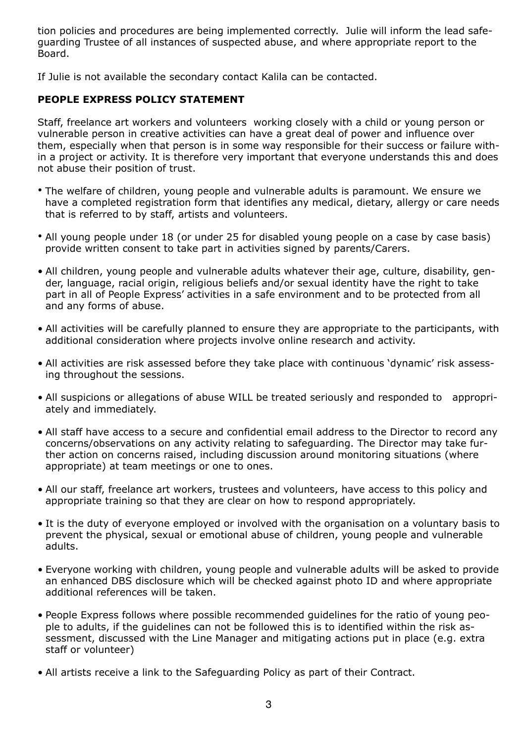tion policies and procedures are being implemented correctly. Julie will inform the lead safeguarding Trustee of all instances of suspected abuse, and where appropriate report to the Board.

If Julie is not available the secondary contact Kalila can be contacted.

**PEOPLE EXPRESS POLICY STATEMENT**

Staff, freelance art workers and volunteers working closely with a child or young person or vulnerable person in creative activities can have a great deal of power and influence over them, especially when that person is in some way responsible for their success or failure within a project or activity. It is therefore very important that everyone understands this and does not abuse their position of trust.

- The welfare of children, young people and vulnerable adults is paramount. We ensure we have a completed registration form that identifies any medical, dietary, allergy or care needs that is referred to by staff, artists and volunteers.
- All young people under 18 (or under 25 for disabled young people on a case by case basis) provide written consent to take part in activities signed by parents/Carers.
- All children, young people and vulnerable adults whatever their age, culture, disability, gender, language, racial origin, religious beliefs and/or sexual identity have the right to take part in all of People Express' activities in a safe environment and to be protected from all and any forms of abuse.
- All activities will be carefully planned to ensure they are appropriate to the participants, with additional consideration where projects involve online research and activity.
- All activities are risk assessed before they take place with continuous 'dynamic' risk assessing throughout the sessions.
- All suspicions or allegations of abuse WILL be treated seriously and responded to appropriately and immediately.
- All staff have access to a secure and confidential email address to the Director to record any concerns/observations on any activity relating to safeguarding. The Director may take further action on concerns raised, including discussion around monitoring situations (where appropriate) at team meetings or one to ones.
- All our staff, freelance art workers, trustees and volunteers, have access to this policy and appropriate training so that they are clear on how to respond appropriately.
- It is the duty of everyone employed or involved with the organisation on a voluntary basis to prevent the physical, sexual or emotional abuse of children, young people and vulnerable adults.
- Everyone working with children, young people and vulnerable adults will be asked to provide an enhanced DBS disclosure which will be checked against photo ID and where appropriate additional references will be taken.
- People Express follows where possible recommended guidelines for the ratio of young people to adults, if the guidelines can not be followed this is to identified within the risk assessment, discussed with the Line Manager and mitigating actions put in place (e.g. extra staff or volunteer)
- All artists receive a link to the Safeguarding Policy as part of their Contract.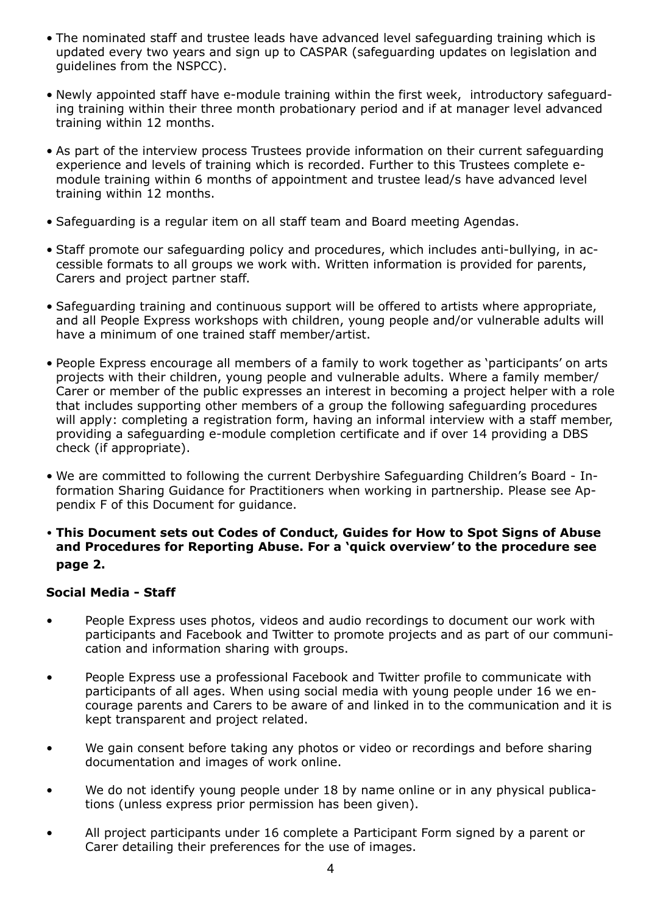- The nominated staff and trustee leads have advanced level safeguarding training which is updated every two years and sign up to CASPAR (safeguarding updates on legislation and guidelines from the NSPCC).
- Newly appointed staff have e-module training within the first week, introductory safeguarding training within their three month probationary period and if at manager level advanced training within 12 months.
- As part of the interview process Trustees provide information on their current safeguarding experience and levels of training which is recorded. Further to this Trustees complete e-module training within 6 months of appointment and trustee lead/s have advanced level training within 12 months.
- Safeguarding is a regular item on all staff team and Board meeting Agendas.
- Staff promote our safeguarding policy and procedures, which includes anti-bullying, in accessible formats to all groups we work with. Written information is provided for parents, Carers and project partner staff.
- Safeguarding training and continuous support will be offered to artists where appropriate, and all People Express workshops with children, young people and/or vulnerable adults will have a minimum of one trained staff member/artist.
- People Express encourage all members of a family to work together as 'participants' on arts projects with their children, young people and vulnerable adults. Where a family member/ Carer or member of the public expresses an interest in becoming a project helper with a role that includes supporting other members of a group the following safeguarding procedures will apply: completing a registration form, having an informal interview with a staff member, providing a safeguarding e-module completion certificate and if over 14 providing a DBS check (if appropriate).
- We are committed to following the current Derbyshire Safeguarding Children's Board - Information Sharing Guidance for Practitioners when working in partnership. Please see Appendix F of this Document for guidance.
- **This Document sets out Codes of Conduct, Guides for How to Spot Signs of Abuse and Procedures for Reporting Abuse. For a 'quick overview' to the procedure see page 2.**

**Social Media - Staff**

- People Express uses photos, videos and audio recordings to document our work with participants and Facebook and Twitter to promote projects and as part of our communication and information sharing with groups.
- People Express use a professional Facebook and Twitter profile to communicate with participants of all ages. When using social media with young people under 16 we encourage parents and Carers to be aware of and linked in to the communication and it is kept transparent and project related.
- We gain consent before taking any photos or video or recordings and before sharing documentation and images of work online.
- We do not identify young people under 18 by name online or in any physical publications (unless express prior permission has been given).
- All project participants under 16 complete a Participant Form signed by a parent or Carer detailing their preferences for the use of images.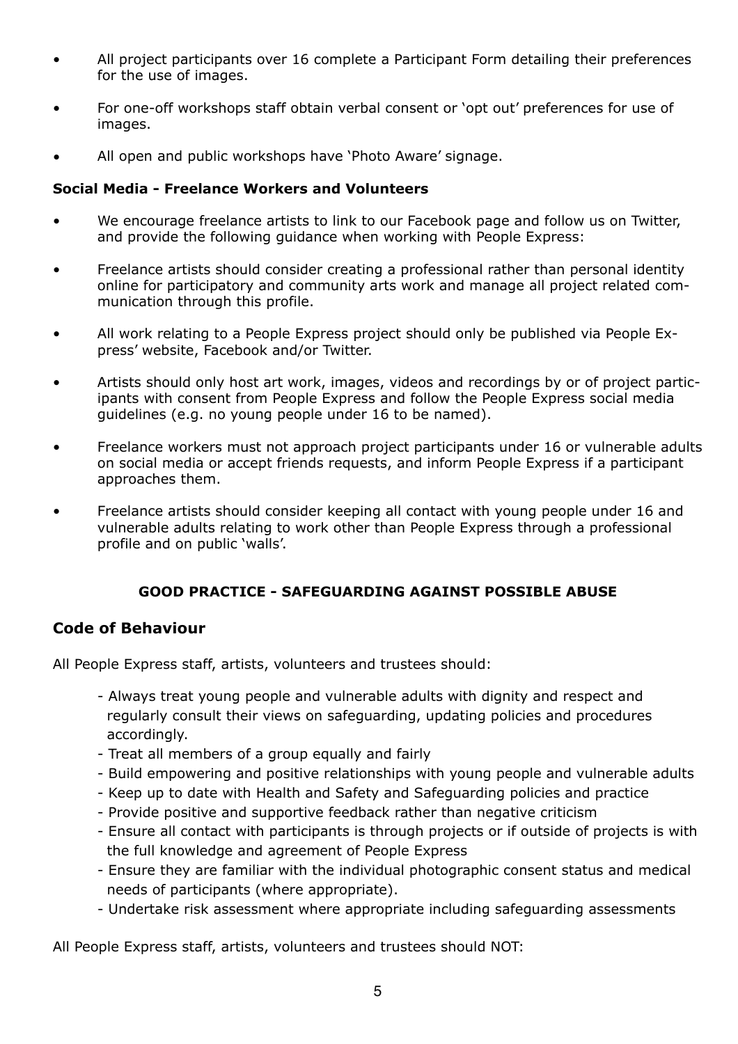- All project participants over 16 complete a Participant Form detailing their preferences for the use of images.
- For one-off workshops staff obtain verbal consent or 'opt out' preferences for use of images.
- All open and public workshops have 'Photo Aware' signage.

**Social Media - Freelance Workers and Volunteers**

- We encourage freelance artists to link to our Facebook page and follow us on Twitter, and provide the following guidance when working with People Express:
- Freelance artists should consider creating a professional rather than personal identity online for participatory and community arts work and manage all project related communication through this profile.
- All work relating to a People Express project should only be published via People Express' website, Facebook and/or Twitter.
- Artists should only host art work, images, videos and recordings by or of project participants with consent from People Express and follow the People Express social media guidelines (e.g. no young people under 16 to be named).
- Freelance workers must not approach project participants under 16 or vulnerable adults on social media or accept friends requests, and inform People Express if a participant approaches them.
- Freelance artists should consider keeping all contact with young people under 16 and vulnerable adults relating to work other than People Express through a professional profile and on public 'walls'.

**GOOD PRACTICE - SAFEGUARDING AGAINST POSSIBLE ABUSE**

## Code of Behaviour

All People Express staff, artists, volunteers and trustees should:

- Always treat young people and vulnerable adults with dignity and respect and regularly consult their views on safeguarding, updating policies and procedures accordingly.
- Treat all members of a group equally and fairly
- Build empowering and positive relationships with young people and vulnerable adults
- Keep up to date with Health and Safety and Safeguarding policies and practice
- Provide positive and supportive feedback rather than negative criticism
- Ensure all contact with participants is through projects or if outside of projects is with the full knowledge and agreement of People Express
- Ensure they are familiar with the individual photographic consent status and medical needs of participants (where appropriate).
- Undertake risk assessment where appropriate including safeguarding assessments

All People Express staff, artists, volunteers and trustees should NOT: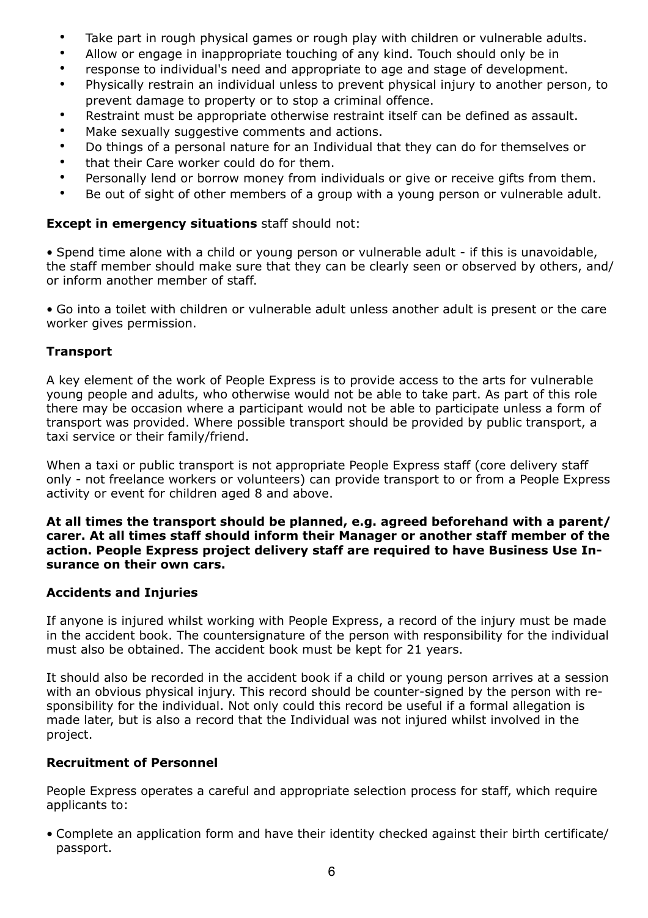- Take part in rough physical games or rough play with children or vulnerable adults.
- Allow or engage in inappropriate touching of any kind. Touch should only be in
- response to individual's need and appropriate to age and stage of development.
- Physically restrain an individual unless to prevent physical injury to another person, to prevent damage to property or to stop a criminal offence.
- Restraint must be appropriate otherwise restraint itself can be defined as assault.
- Make sexually suggestive comments and actions.
- Do things of a personal nature for an Individual that they can do for themselves or
- that their Care worker could do for them.
- Personally lend or borrow money from individuals or give or receive gifts from them.
- Be out of sight of other members of a group with a young person or vulnerable adult.

**Except in emergency situations** staff should not:

• Spend time alone with a child or young person or vulnerable adult - if this is unavoidable, the staff member should make sure that they can be clearly seen or observed by others, and/ or inform another member of staff.

• Go into a toilet with children or vulnerable adult unless another adult is present or the care worker gives permission.

**Transport**

A key element of the work of People Express is to provide access to the arts for vulnerable young people and adults, who otherwise would not be able to take part. As part of this role there may be occasion where a participant would not be able to participate unless a form of transport was provided. Where possible transport should be provided by public transport, a taxi service or their family/friend.

When a taxi or public transport is not appropriate People Express staff (core delivery staff only - not freelance workers or volunteers) can provide transport to or from a People Express activity or event for children aged 8 and above.

**At all times the transport should be planned, e.g. agreed beforehand with a parent/ carer. At all times staff should inform their Manager or another staff member of the action. People Express project delivery staff are required to have Business Use Insurance on their own cars.**

**Accidents and Injuries**

If anyone is injured whilst working with People Express, a record of the injury must be made in the accident book. The countersignature of the person with responsibility for the individual must also be obtained. The accident book must be kept for 21 years.

It should also be recorded in the accident book if a child or young person arrives at a session with an obvious physical injury. This record should be counter-signed by the person with responsibility for the individual. Not only could this record be useful if a formal allegation is made later, but is also a record that the Individual was not injured whilst involved in the project.

**Recruitment of Personnel**

People Express operates a careful and appropriate selection process for staff, which require applicants to:

- Complete an application form and have their identity checked against their birth certificate/ passport.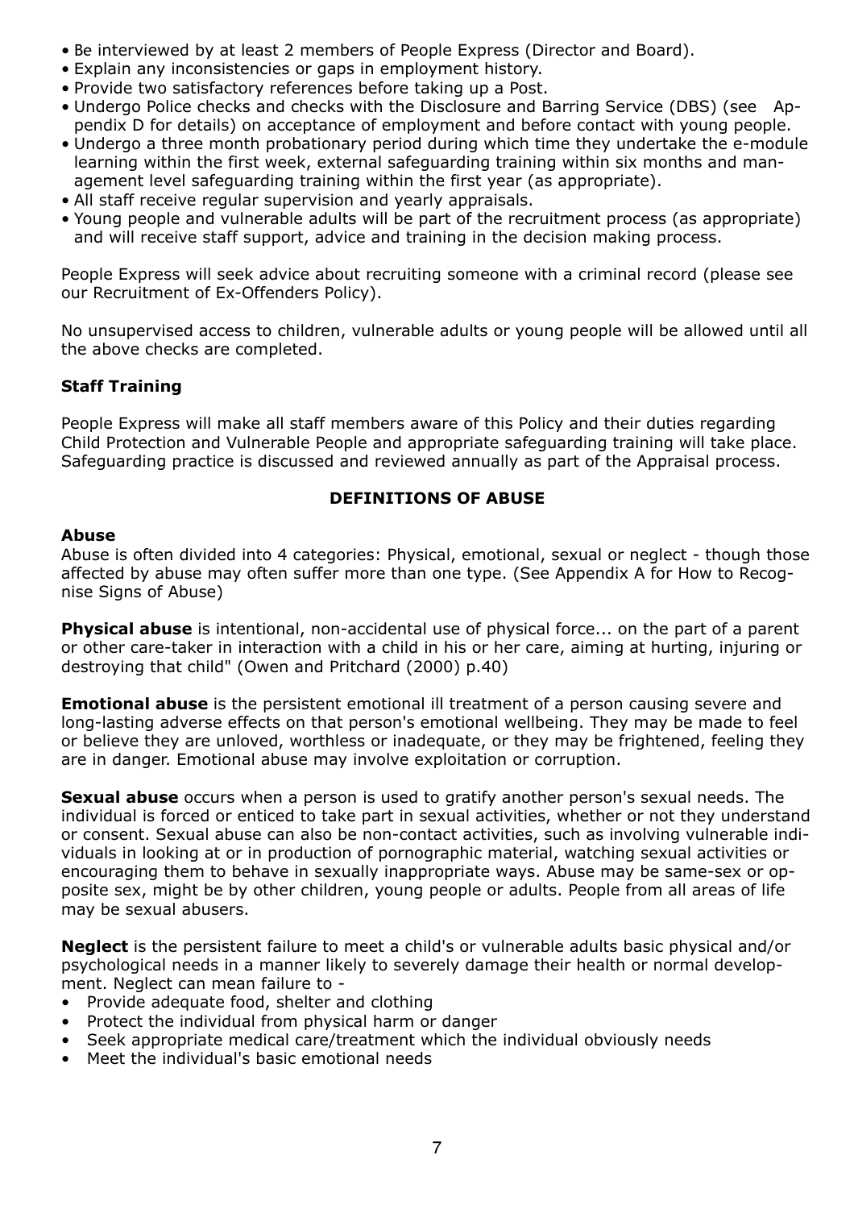- Be interviewed by at least 2 members of People Express (Director and Board).
- Explain any inconsistencies or gaps in employment history.
- Provide two satisfactory references before taking up a Post.
- Undergo Police checks and checks with the Disclosure and Barring Service (DBS) (see Appendix D for details) on acceptance of employment and before contact with young people.
- Undergo a three month probationary period during which time they undertake the e-module learning within the first week, external safeguarding training within six months and management level safeguarding training within the first year (as appropriate).
- All staff receive regular supervision and yearly appraisals.
- Young people and vulnerable adults will be part of the recruitment process (as appropriate) and will receive staff support, advice and training in the decision making process.

People Express will seek advice about recruiting someone with a criminal record (please see our Recruitment of Ex-Offenders Policy).

No unsupervised access to children, vulnerable adults or young people will be allowed until all the above checks are completed.

**Staff Training**

People Express will make all staff members aware of this Policy and their duties regarding Child Protection and Vulnerable People and appropriate safeguarding training will take place. Safeguarding practice is discussed and reviewed annually as part of the Appraisal process.

## DEFINITIONS OF ABUSE

**Abuse**

Abuse is often divided into 4 categories: Physical, emotional, sexual or neglect - though those affected by abuse may often suffer more than one type. (See Appendix A for How to Recognise Signs of Abuse)

**Physical abuse** is intentional, non-accidental use of physical force... on the part of a parent or other care-taker in interaction with a child in his or her care, aiming at hurting, injuring or destroying that child" (Owen and Pritchard (2000) p.40)

**Emotional abuse** is the persistent emotional ill treatment of a person causing severe and long-lasting adverse effects on that person's emotional wellbeing. They may be made to feel or believe they are unloved, worthless or inadequate, or they may be frightened, feeling they are in danger. Emotional abuse may involve exploitation or corruption.

**Sexual abuse** occurs when a person is used to gratify another person's sexual needs. The individual is forced or enticed to take part in sexual activities, whether or not they understand or consent. Sexual abuse can also be non-contact activities, such as involving vulnerable individuals in looking at or in production of pornographic material, watching sexual activities or encouraging them to behave in sexually inappropriate ways. Abuse may be same-sex or opposite sex, might be by other children, young people or adults. People from all areas of life may be sexual abusers.

**Neglect** is the persistent failure to meet a child's or vulnerable adults basic physical and/or psychological needs in a manner likely to severely damage their health or normal development. Neglect can mean failure to -

- Provide adequate food, shelter and clothing
- Protect the individual from physical harm or danger
- Seek appropriate medical care/treatment which the individual obviously needs
- Meet the individual's basic emotional needs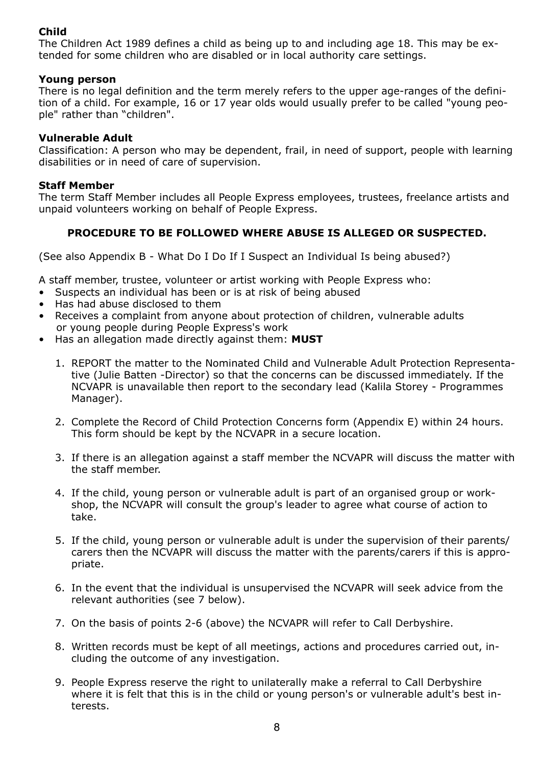**Child**

The Children Act 1989 defines a child as being up to and including age 18. This may be extended for some children who are disabled or in local authority care settings.

**Young person**

There is no legal definition and the term merely refers to the upper age-ranges of the definition of a child. For example, 16 or 17 year olds would usually prefer to be called "young people" rather than "children".

**Vulnerable Adult**

Classification: A person who may be dependent, frail, in need of support, people with learning disabilities or in need of care of supervision.

**Staff Member**

The term Staff Member includes all People Express employees, trustees, freelance artists and unpaid volunteers working on behalf of People Express.

## PROCEDURE TO BE FOLLOWED WHERE ABUSE IS ALLEGED OR SUSPECTED.

(See also Appendix B - What Do I Do If I Suspect an Individual Is being abused?)

A staff member, trustee, volunteer or artist working with People Express who:

- Suspects an individual has been or is at risk of being abused
- Has had abuse disclosed to them
- Receives a complaint from anyone about protection of children, vulnerable adults or young people during People Express's work
- Has an allegation made directly against them: **MUST**

1. REPORT the matter to the Nominated Child and Vulnerable Adult Protection Representative (Julie Batten -Director) so that the concerns can be discussed immediately. If the NCVAPR is unavailable then report to the secondary lead (Kalila Storey - Programmes Manager).

2. Complete the Record of Child Protection Concerns form (Appendix E) within 24 hours. This form should be kept by the NCVAPR in a secure location.

3. If there is an allegation against a staff member the NCVAPR will discuss the matter with the staff member.

4. If the child, young person or vulnerable adult is part of an organised group or workshop, the NCVAPR will consult the group's leader to agree what course of action to take.

5. If the child, young person or vulnerable adult is under the supervision of their parents/carers then the NCVAPR will discuss the matter with the parents/carers if this is appropriate.

6. In the event that the individual is unsupervised the NCVAPR will seek advice from the relevant authorities (see 7 below).

7. On the basis of points 2-6 (above) the NCVAPR will refer to Call Derbyshire.

8. Written records must be kept of all meetings, actions and procedures carried out, including the outcome of any investigation.

9. People Express reserve the right to unilaterally make a referral to Call Derbyshire where it is felt that this is in the child or young person's or vulnerable adult's best interests.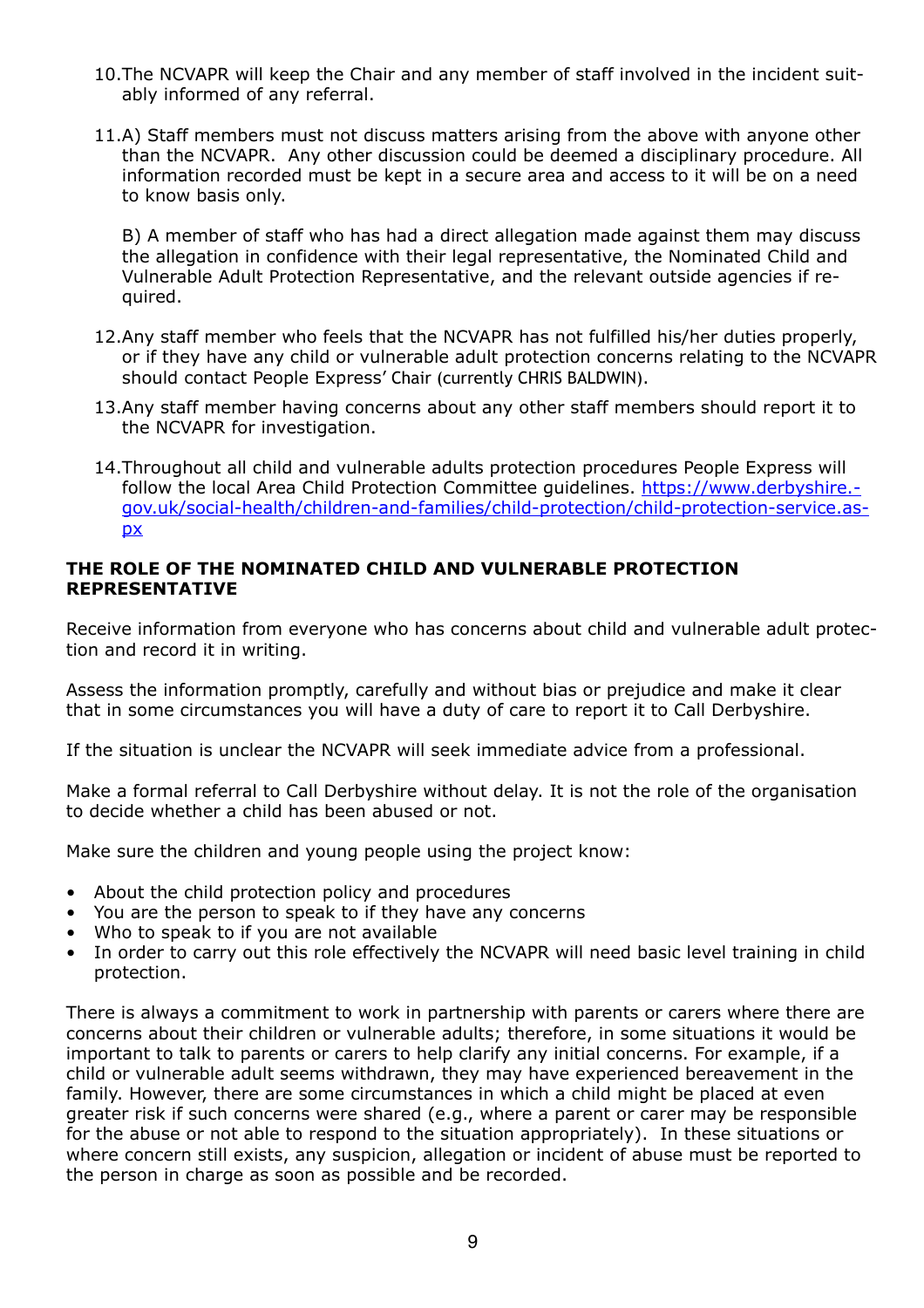10. The NCVAPR will keep the Chair and any member of staff involved in the incident suitably informed of any referral.

11. A) Staff members must not discuss matters arising from the above with anyone other than the NCVAPR. Any other discussion could be deemed a disciplinary procedure. All information recorded must be kept in a secure area and access to it will be on a need to know basis only.

    B) A member of staff who has had a direct allegation made against them may discuss the allegation in confidence with their legal representative, the Nominated Child and Vulnerable Adult Protection Representative, and the relevant outside agencies if required.

12. Any staff member who feels that the NCVAPR has not fulfilled his/her duties properly, or if they have any child or vulnerable adult protection concerns relating to the NCVAPR should contact People Express' Chair (currently CHRIS BALDWIN).

13. Any staff member having concerns about any other staff members should report it to the NCVAPR for investigation.

14. Throughout all child and vulnerable adults protection procedures People Express will follow the local Area Child Protection Committee guidelines. [https://www.derbyshire.gov.uk/social-health/children-and-families/child-protection/child-protection-service.aspx](https://www.derbyshire.gov.uk/social-health/children-and-families/child-protection/child-protection-service.aspx)

**THE ROLE OF THE NOMINATED CHILD AND VULNERABLE PROTECTION REPRESENTATIVE**

Receive information from everyone who has concerns about child and vulnerable adult protection and record it in writing.

Assess the information promptly, carefully and without bias or prejudice and make it clear that in some circumstances you will have a duty of care to report it to Call Derbyshire.

If the situation is unclear the NCVAPR will seek immediate advice from a professional.

Make a formal referral to Call Derbyshire without delay. It is not the role of the organisation to decide whether a child has been abused or not.

Make sure the children and young people using the project know:

- About the child protection policy and procedures
- You are the person to speak to if they have any concerns
- Who to speak to if you are not available
- In order to carry out this role effectively the NCVAPR will need basic level training in child protection.

There is always a commitment to work in partnership with parents or carers where there are concerns about their children or vulnerable adults; therefore, in some situations it would be important to talk to parents or carers to help clarify any initial concerns. For example, if a child or vulnerable adult seems withdrawn, they may have experienced bereavement in the family. However, there are some circumstances in which a child might be placed at even greater risk if such concerns were shared (e.g., where a parent or carer may be responsible for the abuse or not able to respond to the situation appropriately). In these situations or where concern still exists, any suspicion, allegation or incident of abuse must be reported to the person in charge as soon as possible and be recorded.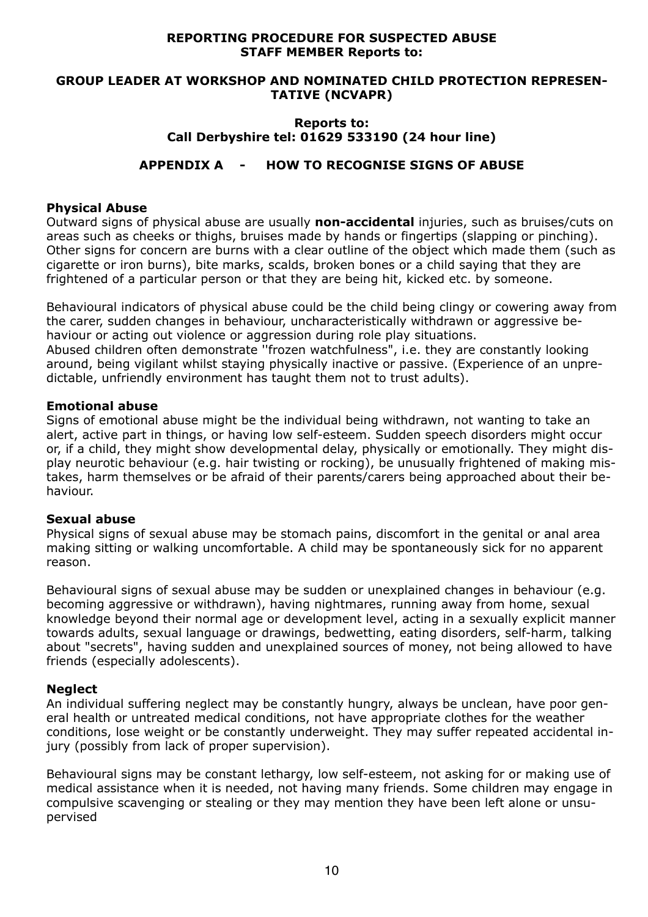**REPORTING PROCEDURE FOR SUSPECTED ABUSE**
**STAFF MEMBER Reports to:**

**GROUP LEADER AT WORKSHOP AND NOMINATED CHILD PROTECTION REPRESENTATIVE (NCVAPR)**

**Reports to:**
**Call Derbyshire tel: 01629 533190 (24 hour line)**

## APPENDIX A - HOW TO RECOGNISE SIGNS OF ABUSE

### Physical Abuse

Outward signs of physical abuse are usually **non-accidental** injuries, such as bruises/cuts on areas such as cheeks or thighs, bruises made by hands or fingertips (slapping or pinching). Other signs for concern are burns with a clear outline of the object which made them (such as cigarette or iron burns), bite marks, scalds, broken bones or a child saying that they are frightened of a particular person or that they are being hit, kicked etc. by someone.

Behavioural indicators of physical abuse could be the child being clingy or cowering away from the carer, sudden changes in behaviour, uncharacteristically withdrawn or aggressive behaviour or acting out violence or aggression during role play situations.
Abused children often demonstrate ''frozen watchfulness", i.e. they are constantly looking around, being vigilant whilst staying physically inactive or passive. (Experience of an unpredictable, unfriendly environment has taught them not to trust adults).

### Emotional abuse

Signs of emotional abuse might be the individual being withdrawn, not wanting to take an alert, active part in things, or having low self-esteem. Sudden speech disorders might occur or, if a child, they might show developmental delay, physically or emotionally. They might display neurotic behaviour (e.g. hair twisting or rocking), be unusually frightened of making mistakes, harm themselves or be afraid of their parents/carers being approached about their behaviour.

### Sexual abuse

Physical signs of sexual abuse may be stomach pains, discomfort in the genital or anal area making sitting or walking uncomfortable. A child may be spontaneously sick for no apparent reason.

Behavioural signs of sexual abuse may be sudden or unexplained changes in behaviour (e.g. becoming aggressive or withdrawn), having nightmares, running away from home, sexual knowledge beyond their normal age or development level, acting in a sexually explicit manner towards adults, sexual language or drawings, bedwetting, eating disorders, self-harm, talking about "secrets", having sudden and unexplained sources of money, not being allowed to have friends (especially adolescents).

### Neglect

An individual suffering neglect may be constantly hungry, always be unclean, have poor general health or untreated medical conditions, not have appropriate clothes for the weather conditions, lose weight or be constantly underweight. They may suffer repeated accidental injury (possibly from lack of proper supervision).

Behavioural signs may be constant lethargy, low self-esteem, not asking for or making use of medical assistance when it is needed, not having many friends. Some children may engage in compulsive scavenging or stealing or they may mention they have been left alone or unsupervised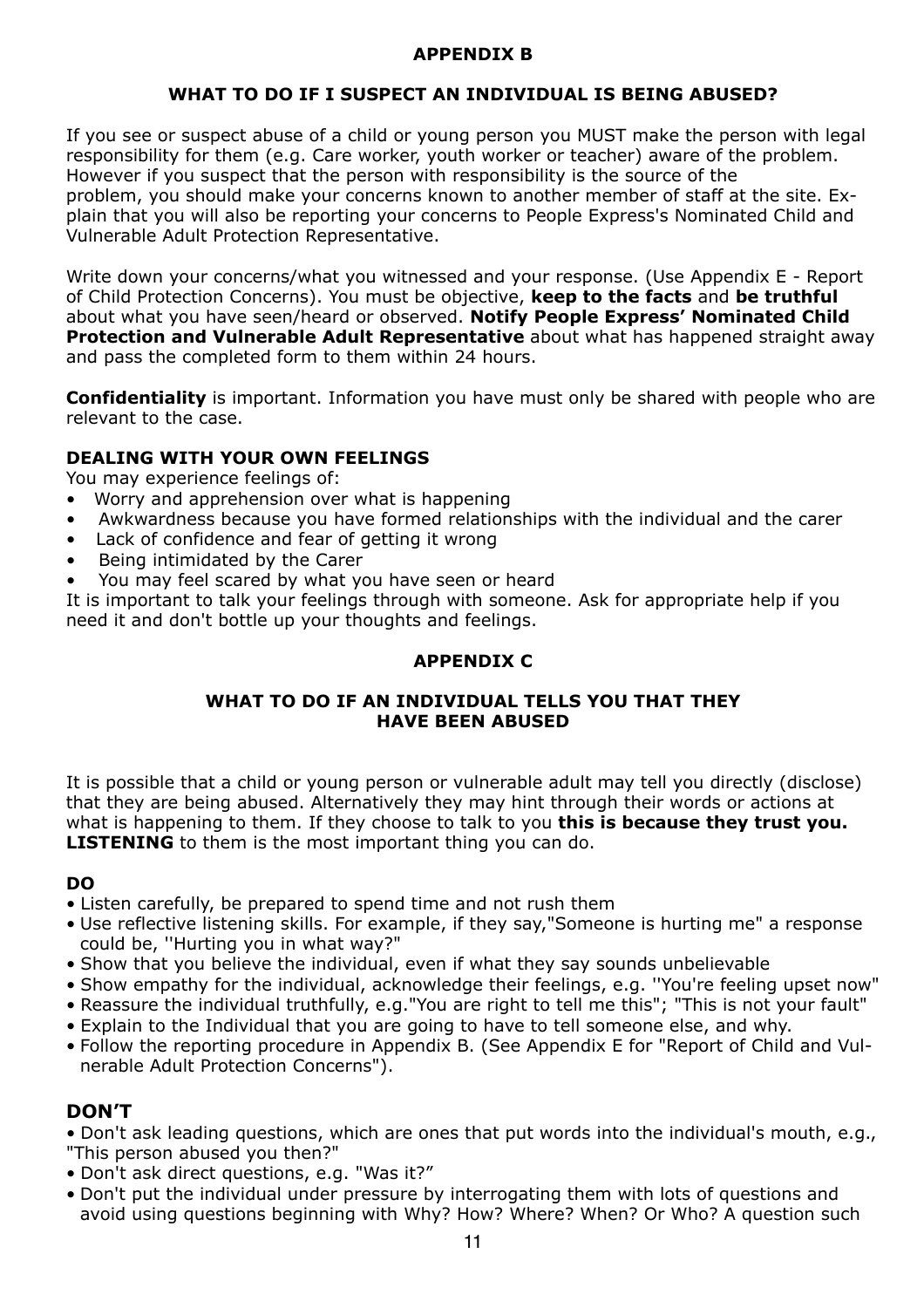## APPENDIX B

## WHAT TO DO IF I SUSPECT AN INDIVIDUAL IS BEING ABUSED?

If you see or suspect abuse of a child or young person you MUST make the person with legal responsibility for them (e.g. Care worker, youth worker or teacher) aware of the problem. However if you suspect that the person with responsibility is the source of the problem, you should make your concerns known to another member of staff at the site. Explain that you will also be reporting your concerns to People Express's Nominated Child and Vulnerable Adult Protection Representative.

Write down your concerns/what you witnessed and your response. (Use Appendix E - Report of Child Protection Concerns). You must be objective, **keep to the facts** and **be truthful** about what you have seen/heard or observed. **Notify People Express' Nominated Child Protection and Vulnerable Adult Representative** about what has happened straight away and pass the completed form to them within 24 hours.

**Confidentiality** is important. Information you have must only be shared with people who are relevant to the case.

### DEALING WITH YOUR OWN FEELINGS

You may experience feelings of:

- Worry and apprehension over what is happening
- Awkwardness because you have formed relationships with the individual and the carer
- Lack of confidence and fear of getting it wrong
- Being intimidated by the Carer
- You may feel scared by what you have seen or heard

It is important to talk your feelings through with someone. Ask for appropriate help if you need it and don't bottle up your thoughts and feelings.

## APPENDIX C

## WHAT TO DO IF AN INDIVIDUAL TELLS YOU THAT THEY HAVE BEEN ABUSED

It is possible that a child or young person or vulnerable adult may tell you directly (disclose) that they are being abused. Alternatively they may hint through their words or actions at what is happening to them. If they choose to talk to you **this is because they trust you. LISTENING** to them is the most important thing you can do.

### DO

- Listen carefully, be prepared to spend time and not rush them
- Use reflective listening skills. For example, if they say,"Someone is hurting me" a response could be, ''Hurting you in what way?"
- Show that you believe the individual, even if what they say sounds unbelievable
- Show empathy for the individual, acknowledge their feelings, e.g. ''You're feeling upset now"
- Reassure the individual truthfully, e.g."You are right to tell me this"; "This is not your fault"
- Explain to the Individual that you are going to have to tell someone else, and why.
- Follow the reporting procedure in Appendix B. (See Appendix E for "Report of Child and Vulnerable Adult Protection Concerns").

### DON'T

- Don't ask leading questions, which are ones that put words into the individual's mouth, e.g., "This person abused you then?"
- Don't ask direct questions, e.g. "Was it?"
- Don't put the individual under pressure by interrogating them with lots of questions and avoid using questions beginning with Why? How? Where? When? Or Who? A question such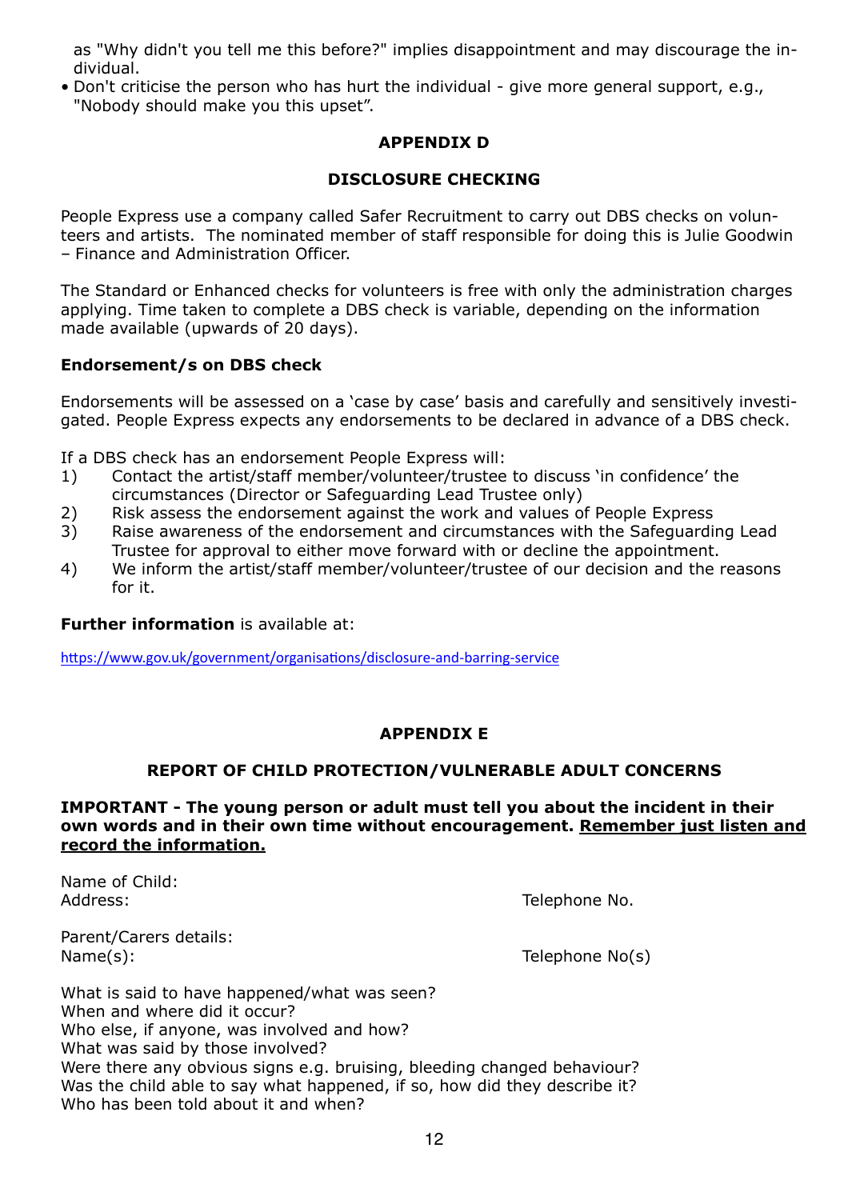as "Why didn't you tell me this before?" implies disappointment and may discourage the individual.

- Don't criticise the person who has hurt the individual - give more general support, e.g., "Nobody should make you this upset".

## APPENDIX D

## DISCLOSURE CHECKING

People Express use a company called Safer Recruitment to carry out DBS checks on volunteers and artists. The nominated member of staff responsible for doing this is Julie Goodwin – Finance and Administration Officer.

The Standard or Enhanced checks for volunteers is free with only the administration charges applying. Time taken to complete a DBS check is variable, depending on the information made available (upwards of 20 days).

### Endorsement/s on DBS check

Endorsements will be assessed on a 'case by case' basis and carefully and sensitively investigated. People Express expects any endorsements to be declared in advance of a DBS check.

If a DBS check has an endorsement People Express will:

1) Contact the artist/staff member/volunteer/trustee to discuss 'in confidence' the circumstances (Director or Safeguarding Lead Trustee only)
2) Risk assess the endorsement against the work and values of People Express
3) Raise awareness of the endorsement and circumstances with the Safeguarding Lead Trustee for approval to either move forward with or decline the appointment.
4) We inform the artist/staff member/volunteer/trustee of our decision and the reasons for it.

**Further information** is available at:

https://www.gov.uk/government/organisations/disclosure-and-barring-service

## APPENDIX E

## REPORT OF CHILD PROTECTION/VULNERABLE ADULT CONCERNS

**IMPORTANT - The young person or adult must tell you about the incident in their own words and in their own time without encouragement. <u>Remember just listen and record the information.</u>**

Name of Child:
Address: Telephone No.

Parent/Carers details:
Name(s): Telephone No(s)

What is said to have happened/what was seen?
When and where did it occur?
Who else, if anyone, was involved and how?
What was said by those involved?
Were there any obvious signs e.g. bruising, bleeding changed behaviour?
Was the child able to say what happened, if so, how did they describe it?
Who has been told about it and when?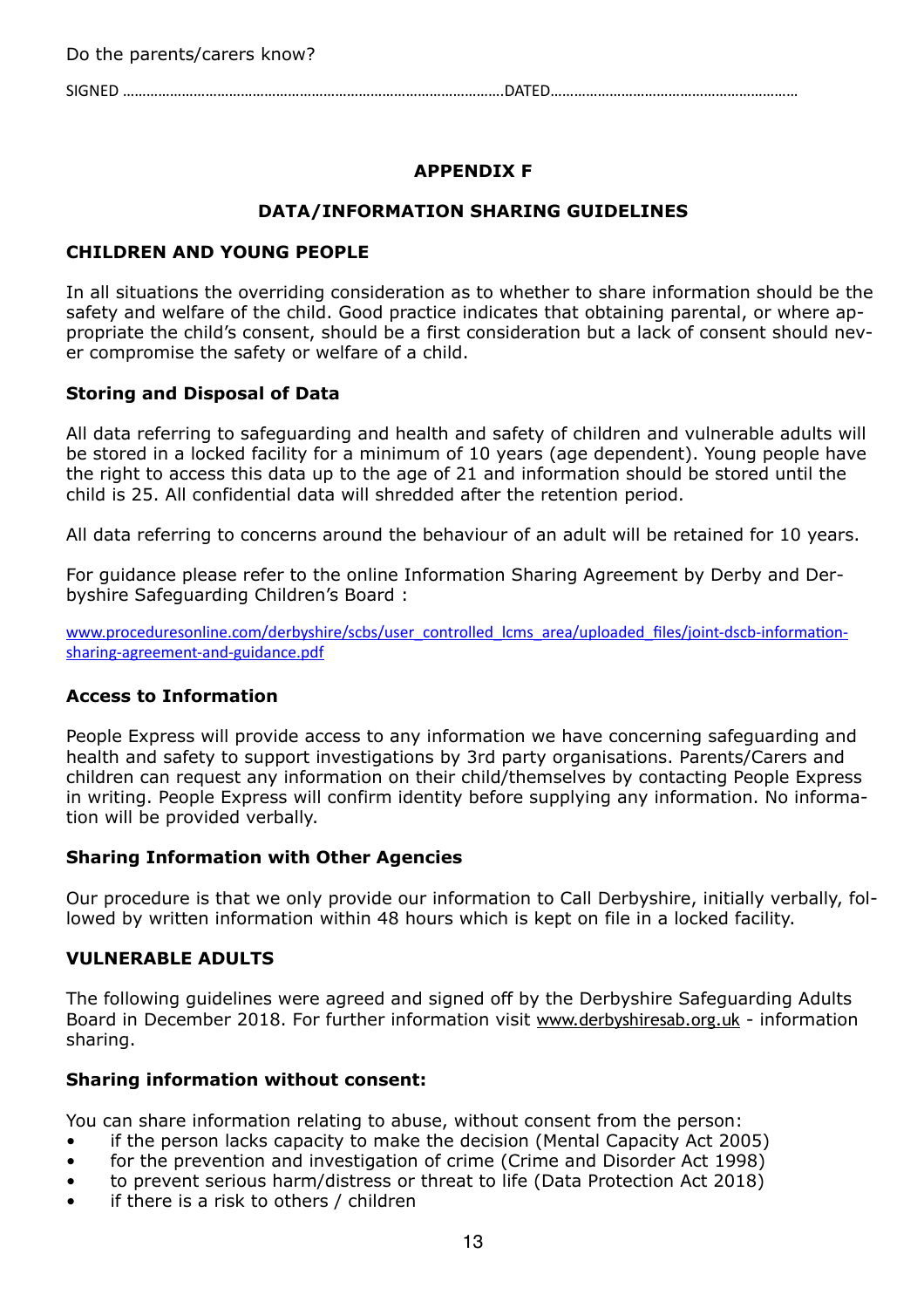Do the parents/carers know?

SIGNED ………………………………………………………………………………………DATED………………………………………………………

## APPENDIX F

## DATA/INFORMATION SHARING GUIDELINES

### CHILDREN AND YOUNG PEOPLE

In all situations the overriding consideration as to whether to share information should be the safety and welfare of the child. Good practice indicates that obtaining parental, or where appropriate the child's consent, should be a first consideration but a lack of consent should never compromise the safety or welfare of a child.

### Storing and Disposal of Data

All data referring to safeguarding and health and safety of children and vulnerable adults will be stored in a locked facility for a minimum of 10 years (age dependent). Young people have the right to access this data up to the age of 21 and information should be stored until the child is 25. All confidential data will shredded after the retention period.

All data referring to concerns around the behaviour of an adult will be retained for 10 years.

For guidance please refer to the online Information Sharing Agreement by Derby and Derbyshire Safeguarding Children's Board :

www.proceduresonline.com/derbyshire/scbs/user_controlled_lcms_area/uploaded_files/joint-dscb-information-sharing-agreement-and-guidance.pdf

### Access to Information

People Express will provide access to any information we have concerning safeguarding and health and safety to support investigations by 3rd party organisations. Parents/Carers and children can request any information on their child/themselves by contacting People Express in writing. People Express will confirm identity before supplying any information. No information will be provided verbally.

### Sharing Information with Other Agencies

Our procedure is that we only provide our information to Call Derbyshire, initially verbally, followed by written information within 48 hours which is kept on file in a locked facility.

### VULNERABLE ADULTS

The following guidelines were agreed and signed off by the Derbyshire Safeguarding Adults Board in December 2018. For further information visit www.derbyshiresab.org.uk - information sharing.

### Sharing information without consent:

You can share information relating to abuse, without consent from the person:

- if the person lacks capacity to make the decision (Mental Capacity Act 2005)
- for the prevention and investigation of crime (Crime and Disorder Act 1998)
- to prevent serious harm/distress or threat to life (Data Protection Act 2018)
- if there is a risk to others / children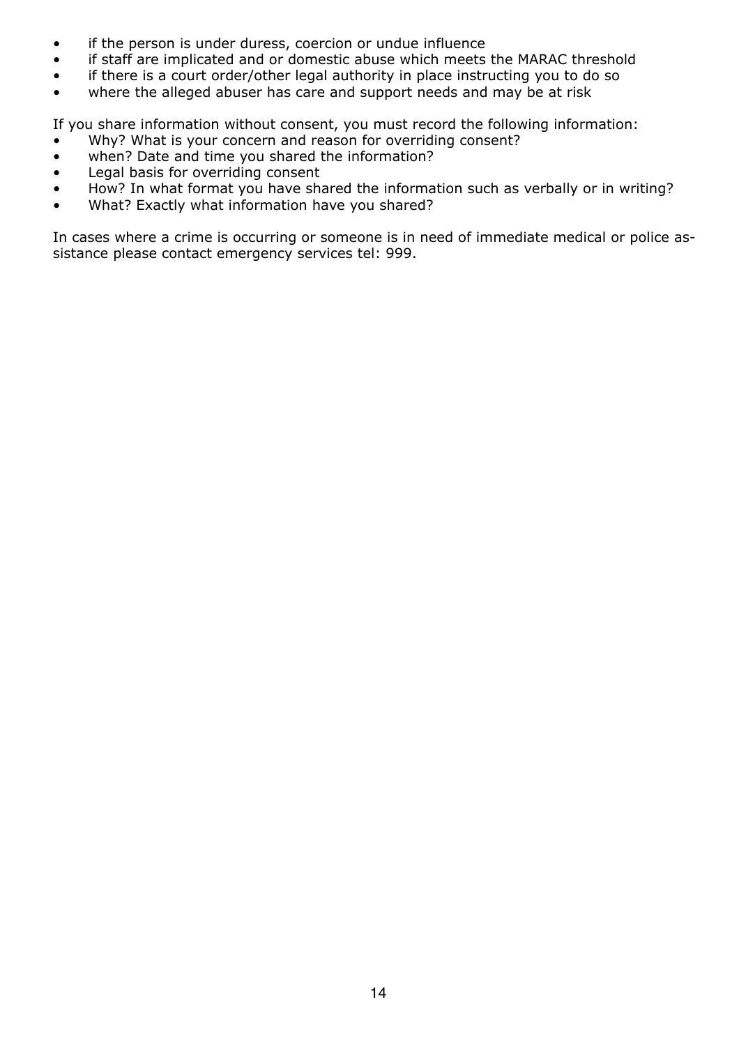- if the person is under duress, coercion or undue influence
- if staff are implicated and or domestic abuse which meets the MARAC threshold
- if there is a court order/other legal authority in place instructing you to do so
- where the alleged abuser has care and support needs and may be at risk

If you share information without consent, you must record the following information:

- Why? What is your concern and reason for overriding consent?
- when? Date and time you shared the information?
- Legal basis for overriding consent
- How? In what format you have shared the information such as verbally or in writing?
- What? Exactly what information have you shared?

In cases where a crime is occurring or someone is in need of immediate medical or police assistance please contact emergency services tel: 999.